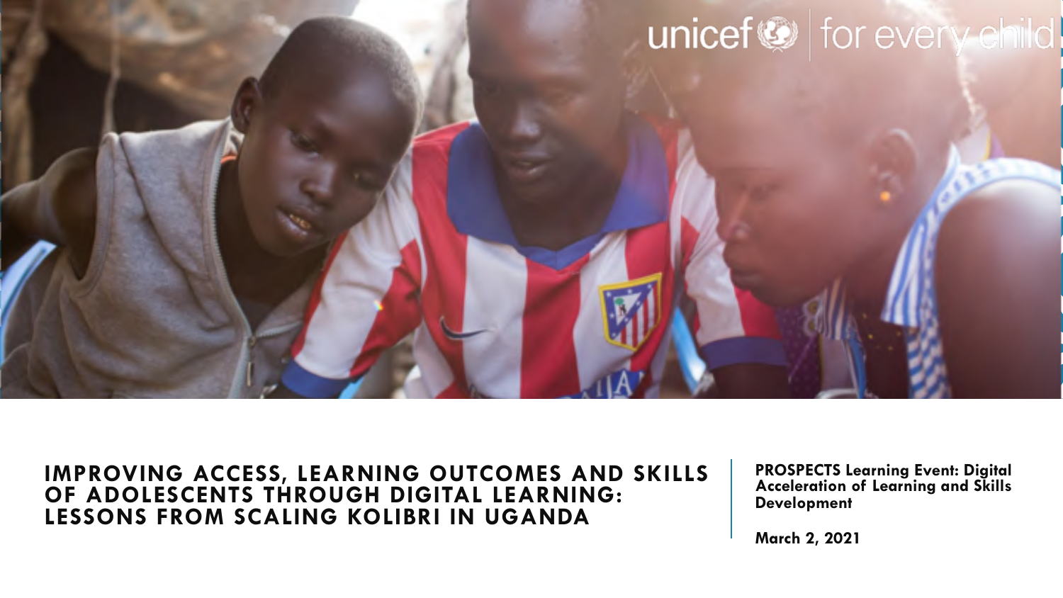unicef for every child

# IMPROVING ACCESS, LEARNING OUTCOMES AND SKILLS OF ADOLESCENTS THROUGH DIGITAL LEARNING: LESSONS FROM SCALING KOLIBRI IN UGANDA

**PROSPECTS Learning Event: Digital Acceleration of Learning and Skills Development**

**March 2, 2021**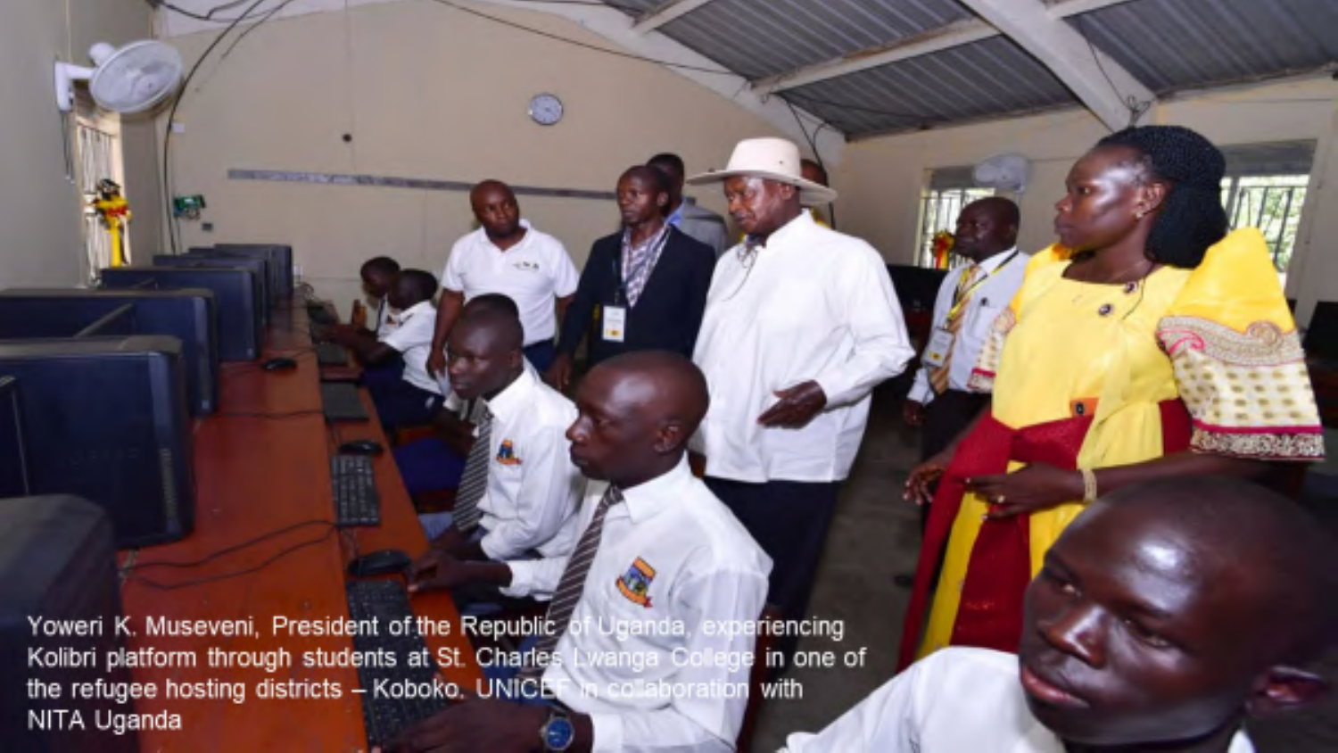Yoweri K. Museveni, President of the Republic of Uganda, experiencing Kolibri platform through students at St. Charles Lwanga College in one of the refugee hosting districts – Koboko. UNICEF in collaboration with NITA Uganda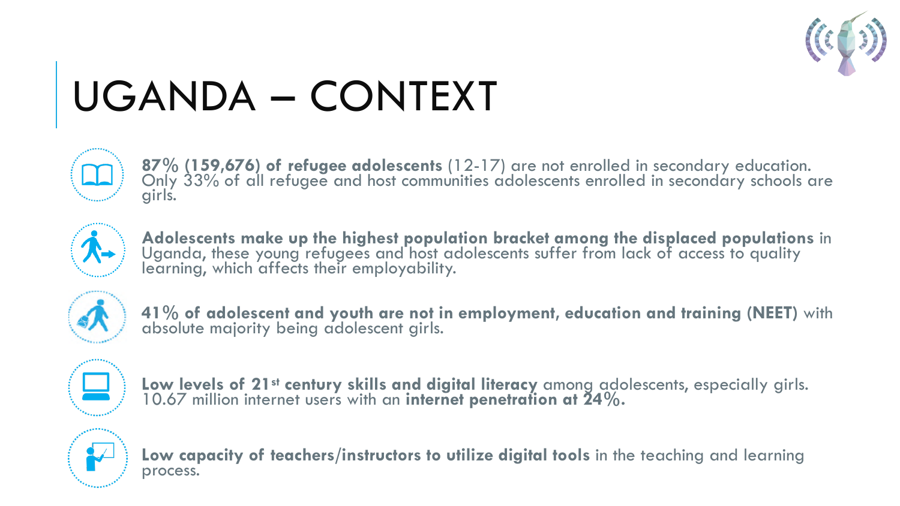# UGANDA – CONTEXT

- **87% (159,676) of refugee adolescents** (12-17) are not enrolled in secondary education. Only 33% of all refugee and host communities adolescents enrolled in secondary schools are girls.
- **Adolescents make up the highest population bracket among the displaced populations** in Uganda, these young refugees and host adolescents suffer from lack of access to quality learning, which affects their employability.
- **41% of adolescent and youth are not in employment, education and training (NEET)** with absolute majority being adolescent girls.
- **Low levels of 21st century skills and digital literacy** among adolescents, especially girls. 10.67 million internet users with an **internet penetration at 24%.**
- **Low capacity of teachers/instructors to utilize digital tools** in the teaching and learning process.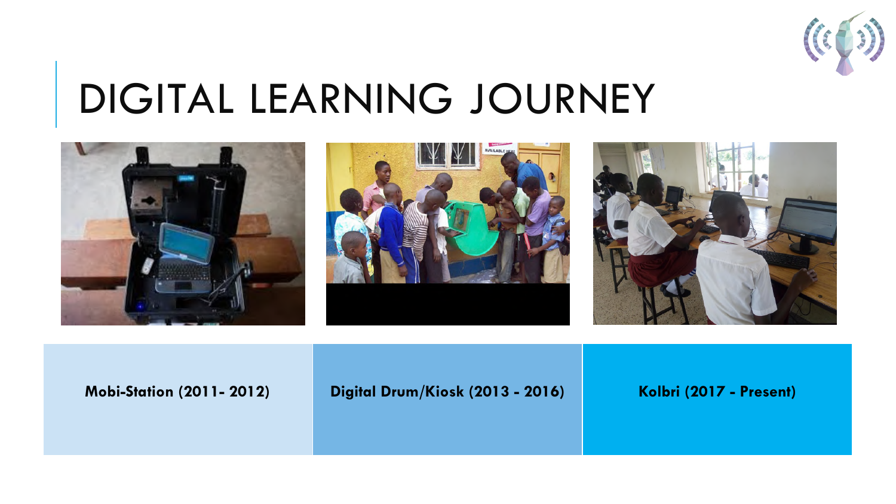# DIGITAL LEARNING JOURNEY

| Mobi-Station (2011- 2012) | Digital Drum/Kiosk (2013 - 2016) | Kolbri (2017 - Present) |
| --- | --- | --- |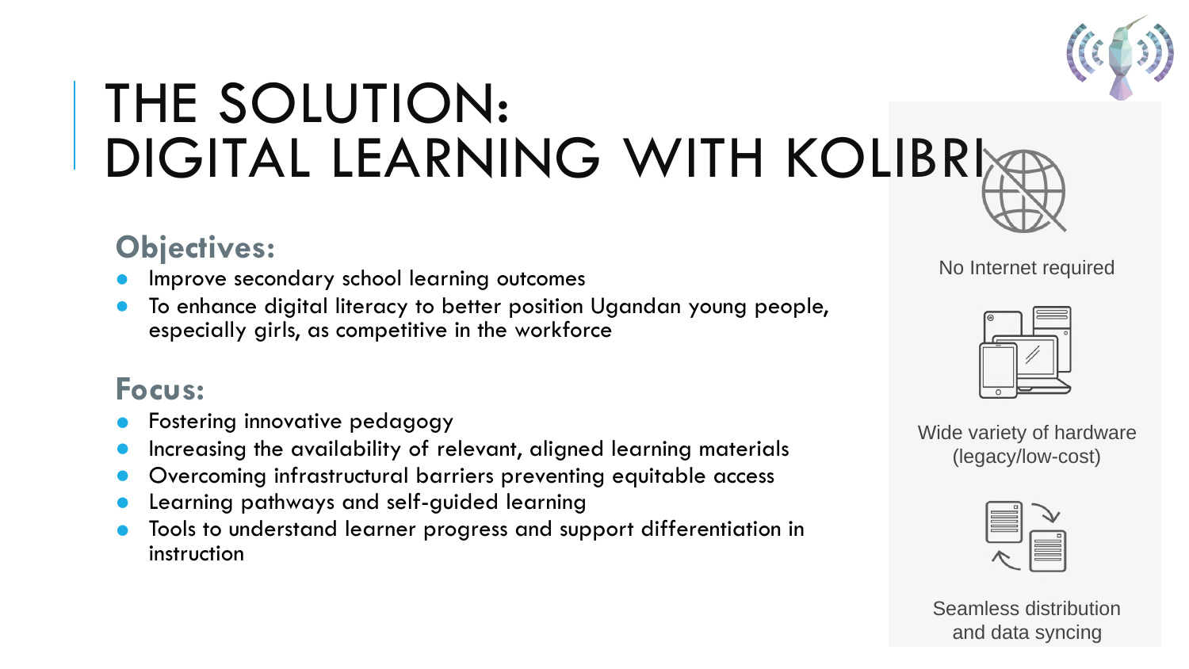# THE SOLUTION: DIGITAL LEARNING WITH KOLIBRI

## Objectives:

- Improve secondary school learning outcomes
- To enhance digital literacy to better position Ugandan young people, especially girls, as competitive in the workforce

## Focus:

- Fostering innovative pedagogy
- Increasing the availability of relevant, aligned learning materials
- Overcoming infrastructural barriers preventing equitable access
- Learning pathways and self-guided learning
- Tools to understand learner progress and support differentiation in instruction

No Internet required

Wide variety of hardware (legacy/low-cost)

Seamless distribution and data syncing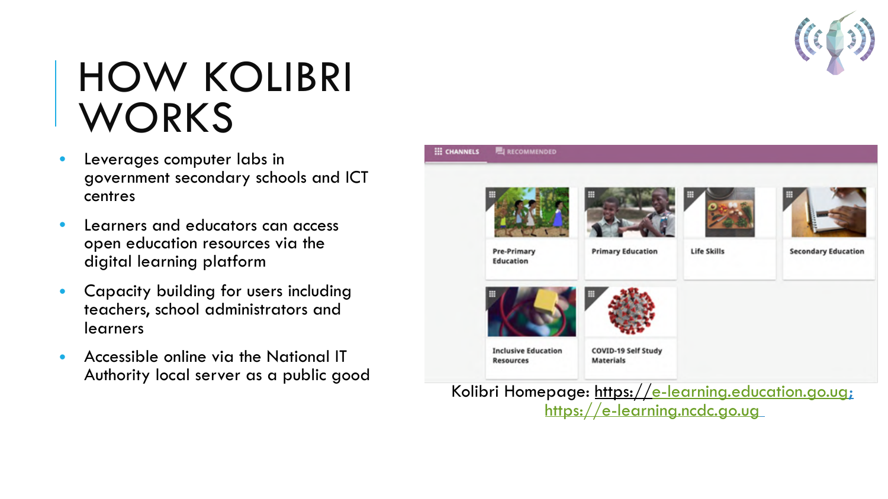# HOW KOLIBRI WORKS

- Leverages computer labs in government secondary schools and ICT centres
- Learners and educators can access open education resources via the digital learning platform
- Capacity building for users including teachers, school administrators and learners
- Accessible online via the National IT Authority local server as a public good

CHANNELS | RECOMMENDED

Pre-Primary Education | Primary Education | Life Skills | Secondary Education | Inclusive Education Resources | COVID-19 Self Study Materials

Kolibri Homepage: https://e-learning.education.go.ug; https://e-learning.ncdc.go.ug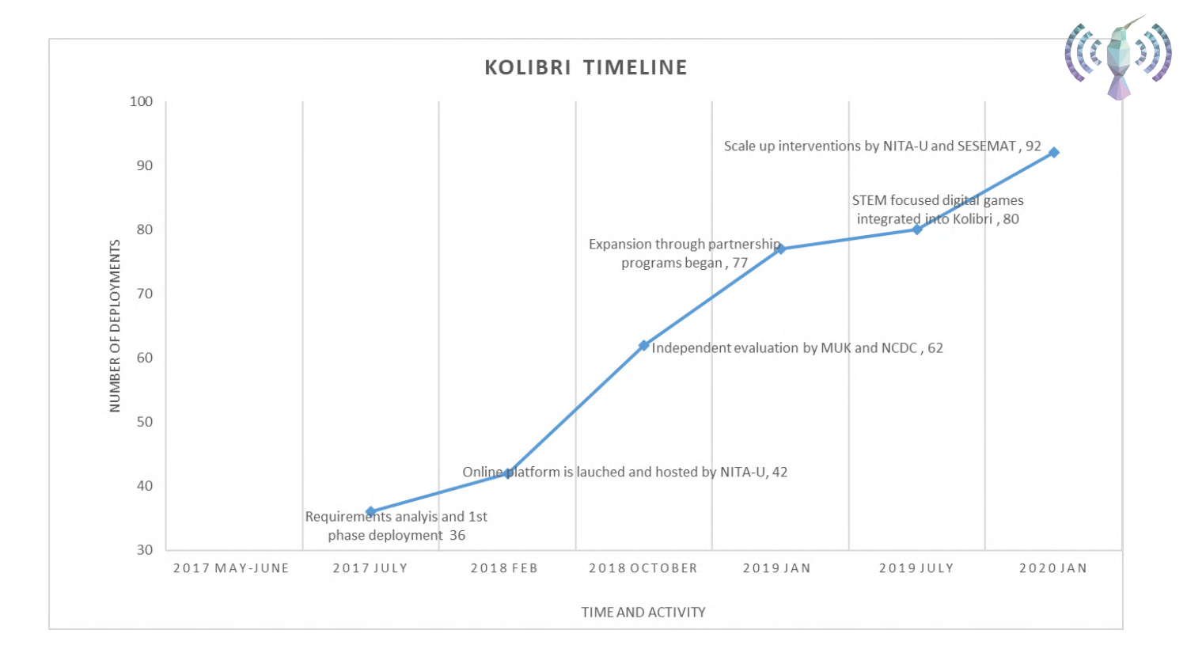## KOLIBRI TIMELINE

| TIME AND ACTIVITY | NUMBER OF DEPLOYMENTS |
| --- | --- |
| 2017 MAY-JUNE | |
| 2017 JULY — Requirements analyis and 1st phase deployment | 36 |
| 2018 FEB — Online platform is lauched and hosted by NITA-U | 42 |
| 2018 OCTOBER — Independent evaluation by MUK and NCDC | 62 |
| 2019 JAN — Expansion through partnership programs began | 77 |
| 2019 JULY — STEM focused digital games integrated into Kolibri | 80 |
| 2020 JAN — Scale up interventions by NITA-U and SESEMAT | 92 |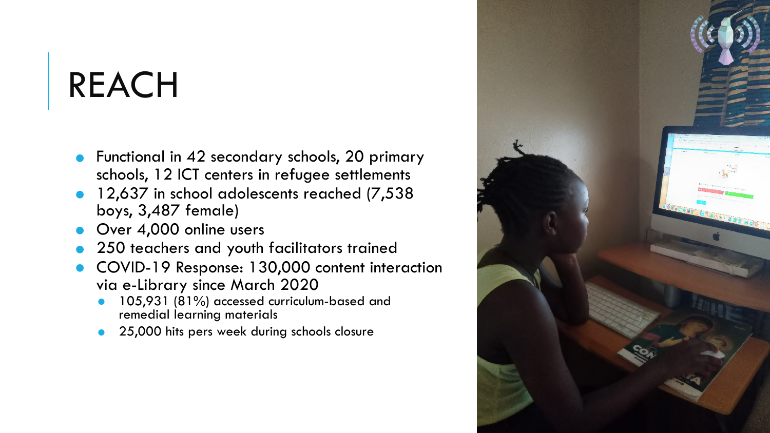# REACH

- Functional in 42 secondary schools, 20 primary schools, 12 ICT centers in refugee settlements
- 12,637 in school adolescents reached (7,538 boys, 3,487 female)
- Over 4,000 online users
- 250 teachers and youth facilitators trained
- COVID-19 Response: 130,000 content interaction via e-Library since March 2020
  - 105,931 (81%) accessed curriculum-based and remedial learning materials
  - 25,000 hits pers week during schools closure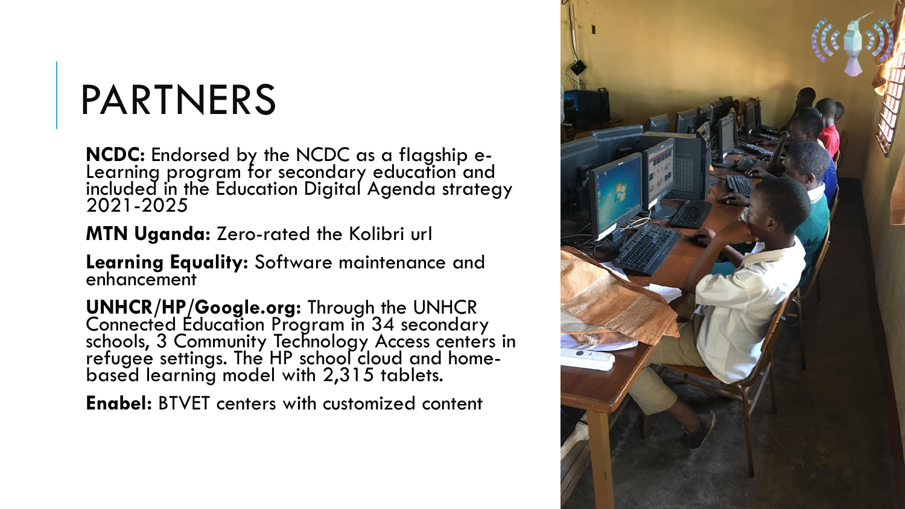# PARTNERS

**NCDC:** Endorsed by the NCDC as a flagship e-Learning program for secondary education and included in the Education Digital Agenda strategy 2021-2025

**MTN Uganda:** Zero-rated the Kolibri url

**Learning Equality:** Software maintenance and enhancement

**UNHCR/HP/Google.org:** Through the UNHCR Connected Education Program in 34 secondary schools, 3 Community Technology Access centers in refugee settings. The HP school cloud and home-based learning model with 2,315 tablets.

**Enabel:** BTVET centers with customized content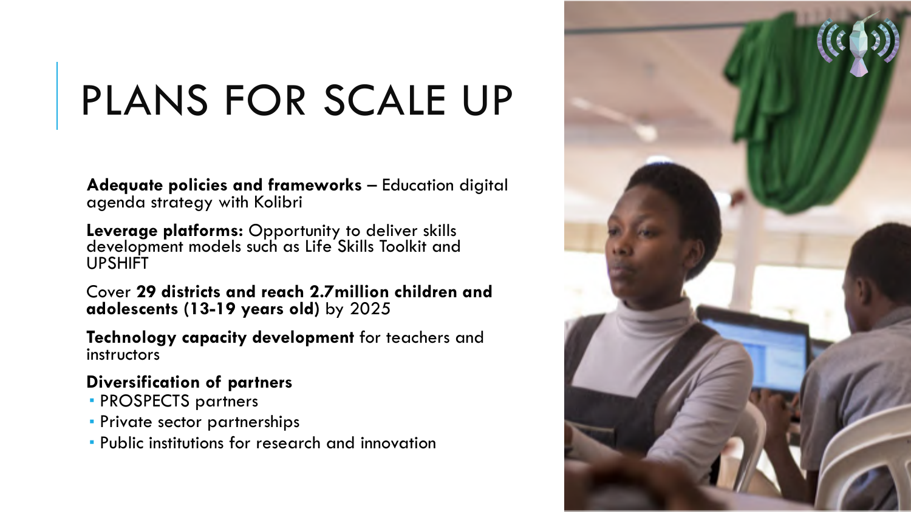# PLANS FOR SCALE UP

**Adequate policies and frameworks** – Education digital agenda strategy with Kolibri

**Leverage platforms:** Opportunity to deliver skills development models such as Life Skills Toolkit and UPSHIFT

Cover **29 districts and reach 2.7million children and adolescents (13-19 years old)** by 2025

**Technology capacity development** for teachers and instructors

**Diversification of partners**

- PROSPECTS partners
- Private sector partnerships
- Public institutions for research and innovation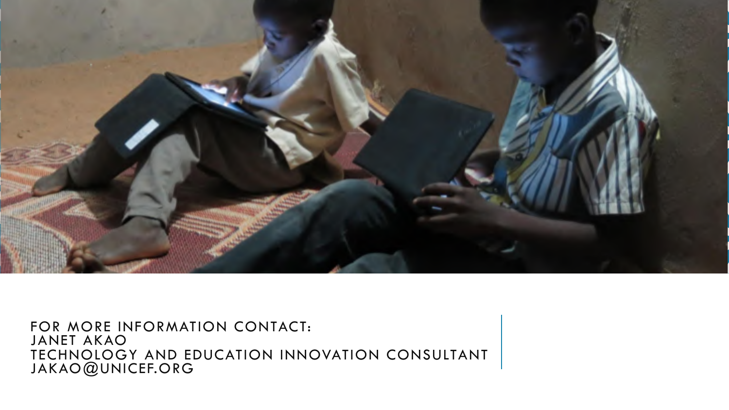FOR MORE INFORMATION CONTACT:
JANET AKAO
TECHNOLOGY AND EDUCATION INNOVATION CONSULTANT
JAKAO@UNICEF.ORG